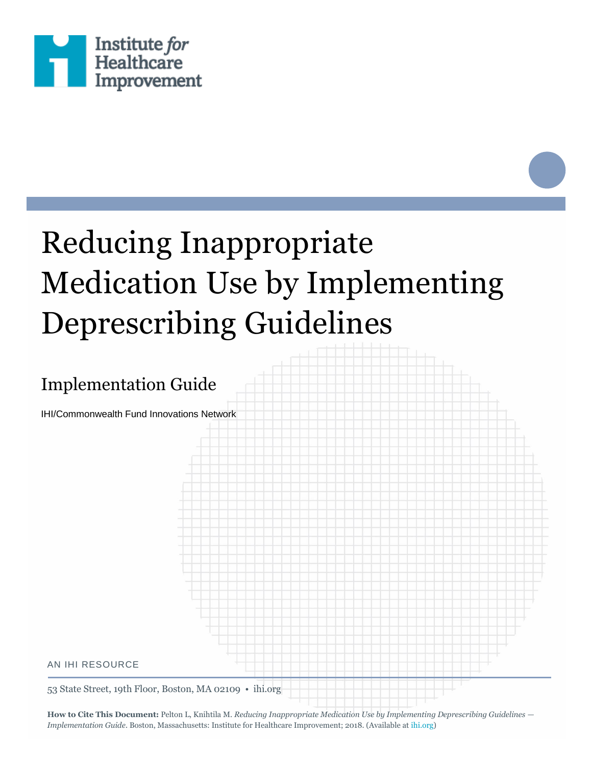Institute *for* Healthcare Improvement

# Reducing Inappropriate Medication Use by Implementing Deprescribing Guidelines

## Implementation Guide

IHI/Commonwealth Fund Innovations Network

AN IHI RESOURCE

53 State Street, 19th Floor, Boston, MA 02109 • ihi.org

**How to Cite This Document:** Pelton L, Knihtila M. *Reducing Inappropriate Medication Use by Implementing Deprescribing Guidelines — Implementation Guide*. Boston, Massachusetts: Institute for Healthcare Improvement; 2018. (Available at ihi.org)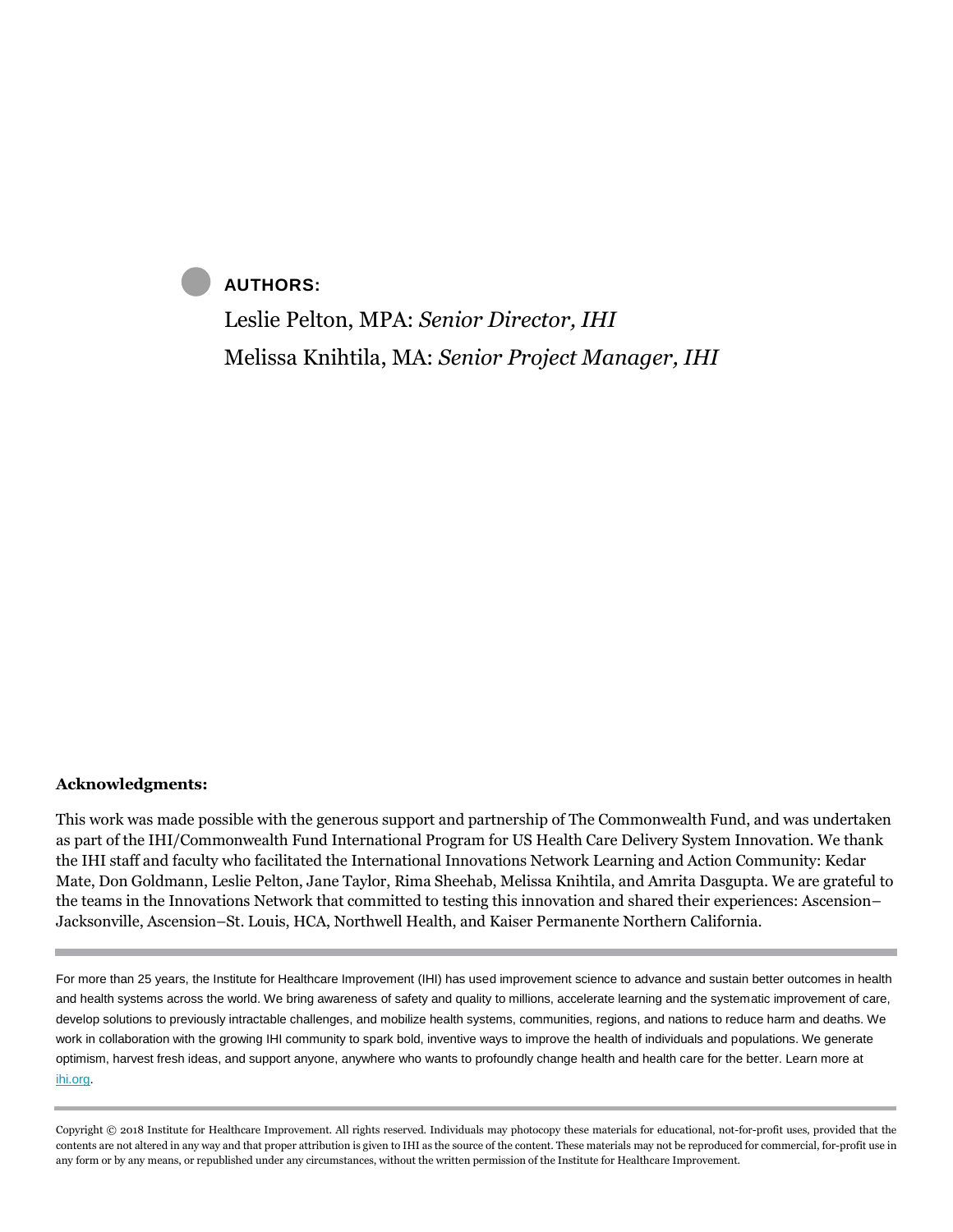**AUTHORS:**

Leslie Pelton, MPA: *Senior Director, IHI*

Melissa Knihtila, MA: *Senior Project Manager, IHI*

**Acknowledgments:**

This work was made possible with the generous support and partnership of The Commonwealth Fund, and was undertaken as part of the IHI/Commonwealth Fund International Program for US Health Care Delivery System Innovation. We thank the IHI staff and faculty who facilitated the International Innovations Network Learning and Action Community: Kedar Mate, Don Goldmann, Leslie Pelton, Jane Taylor, Rima Sheehab, Melissa Knihtila, and Amrita Dasgupta. We are grateful to the teams in the Innovations Network that committed to testing this innovation and shared their experiences: Ascension–Jacksonville, Ascension–St. Louis, HCA, Northwell Health, and Kaiser Permanente Northern California.

---

For more than 25 years, the Institute for Healthcare Improvement (IHI) has used improvement science to advance and sustain better outcomes in health and health systems across the world. We bring awareness of safety and quality to millions, accelerate learning and the systematic improvement of care, develop solutions to previously intractable challenges, and mobilize health systems, communities, regions, and nations to reduce harm and deaths. We work in collaboration with the growing IHI community to spark bold, inventive ways to improve the health of individuals and populations. We generate optimism, harvest fresh ideas, and support anyone, anywhere who wants to profoundly change health and health care for the better. Learn more at [ihi.org](http://ihi.org).

---

Copyright © 2018 Institute for Healthcare Improvement. All rights reserved. Individuals may photocopy these materials for educational, not-for-profit uses, provided that the contents are not altered in any way and that proper attribution is given to IHI as the source of the content. These materials may not be reproduced for commercial, for-profit use in any form or by any means, or republished under any circumstances, without the written permission of the Institute for Healthcare Improvement.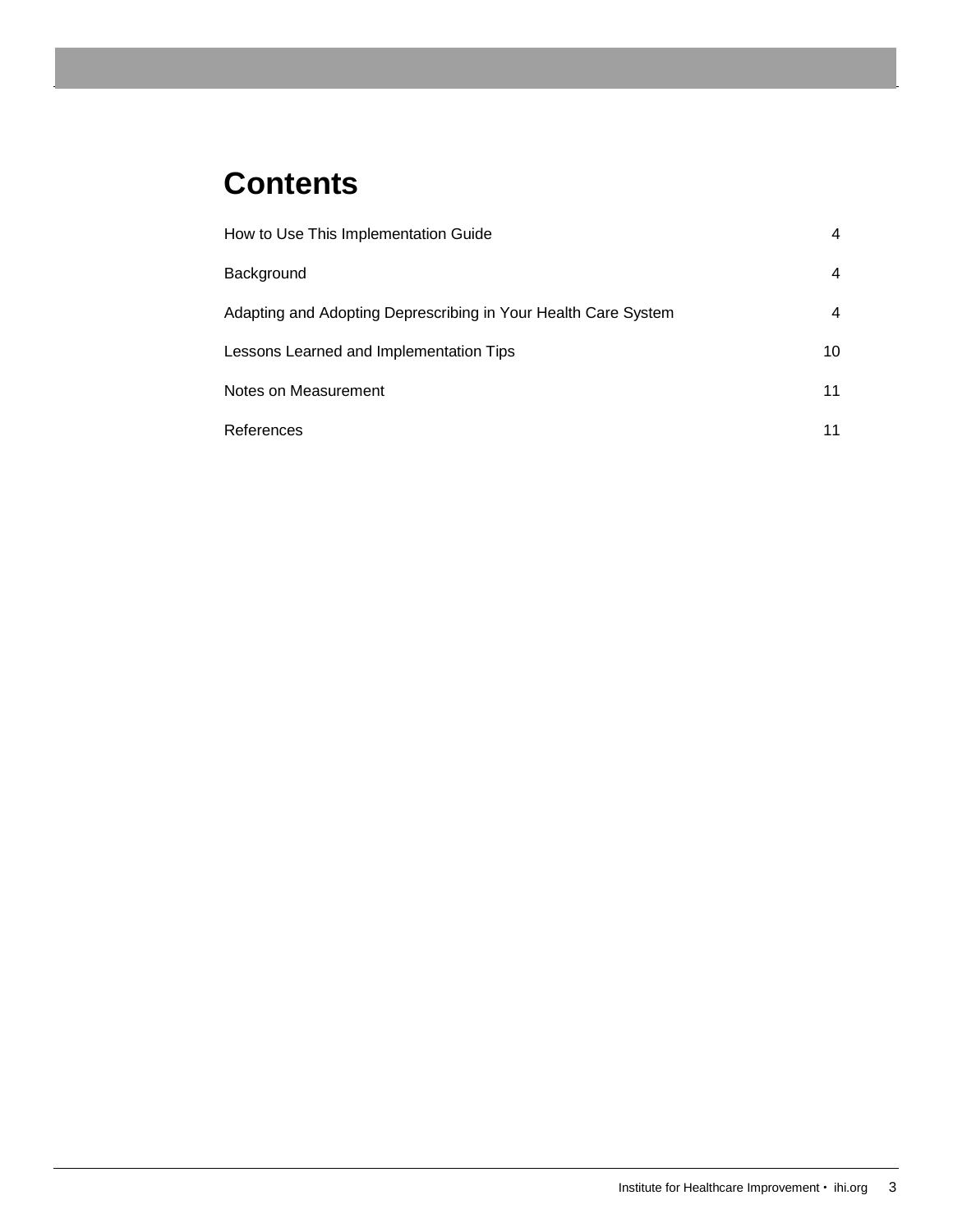# Contents

| | |
|---|---|
| How to Use This Implementation Guide | 4 |
| Background | 4 |
| Adapting and Adopting Deprescribing in Your Health Care System | 4 |
| Lessons Learned and Implementation Tips | 10 |
| Notes on Measurement | 11 |
| References | 11 |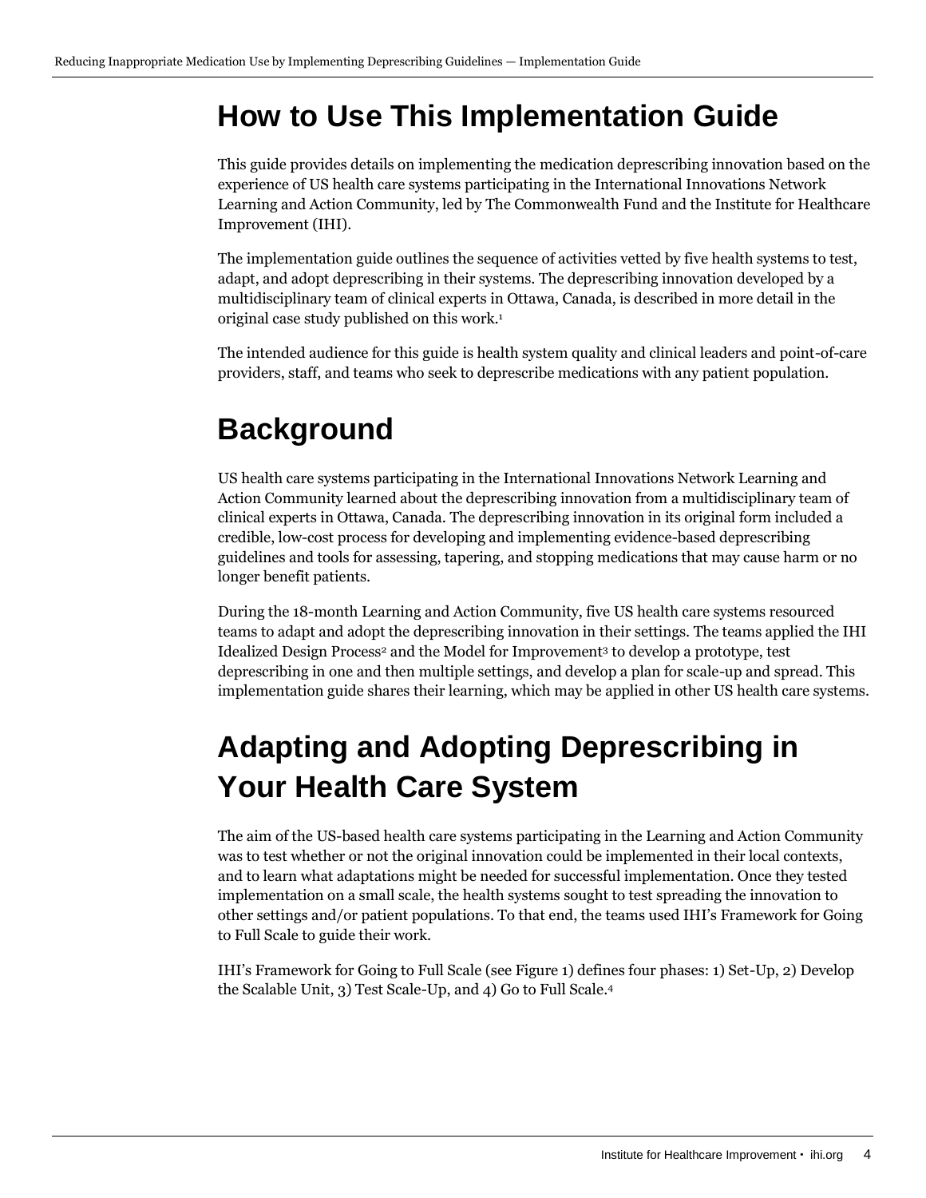## How to Use This Implementation Guide

This guide provides details on implementing the medication deprescribing innovation based on the experience of US health care systems participating in the International Innovations Network Learning and Action Community, led by The Commonwealth Fund and the Institute for Healthcare Improvement (IHI).

The implementation guide outlines the sequence of activities vetted by five health systems to test, adapt, and adopt deprescribing in their systems. The deprescribing innovation developed by a multidisciplinary team of clinical experts in Ottawa, Canada, is described in more detail in the original case study published on this work.[1]

The intended audience for this guide is health system quality and clinical leaders and point-of-care providers, staff, and teams who seek to deprescribe medications with any patient population.

## Background

US health care systems participating in the International Innovations Network Learning and Action Community learned about the deprescribing innovation from a multidisciplinary team of clinical experts in Ottawa, Canada. The deprescribing innovation in its original form included a credible, low-cost process for developing and implementing evidence-based deprescribing guidelines and tools for assessing, tapering, and stopping medications that may cause harm or no longer benefit patients.

During the 18-month Learning and Action Community, five US health care systems resourced teams to adapt and adopt the deprescribing innovation in their settings. The teams applied the IHI Idealized Design Process[2] and the Model for Improvement[3] to develop a prototype, test deprescribing in one and then multiple settings, and develop a plan for scale-up and spread. This implementation guide shares their learning, which may be applied in other US health care systems.

## Adapting and Adopting Deprescribing in Your Health Care System

The aim of the US-based health care systems participating in the Learning and Action Community was to test whether or not the original innovation could be implemented in their local contexts, and to learn what adaptations might be needed for successful implementation. Once they tested implementation on a small scale, the health systems sought to test spreading the innovation to other settings and/or patient populations. To that end, the teams used IHI's Framework for Going to Full Scale to guide their work.

IHI's Framework for Going to Full Scale (see Figure 1) defines four phases: 1) Set-Up, 2) Develop the Scalable Unit, 3) Test Scale-Up, and 4) Go to Full Scale.[4]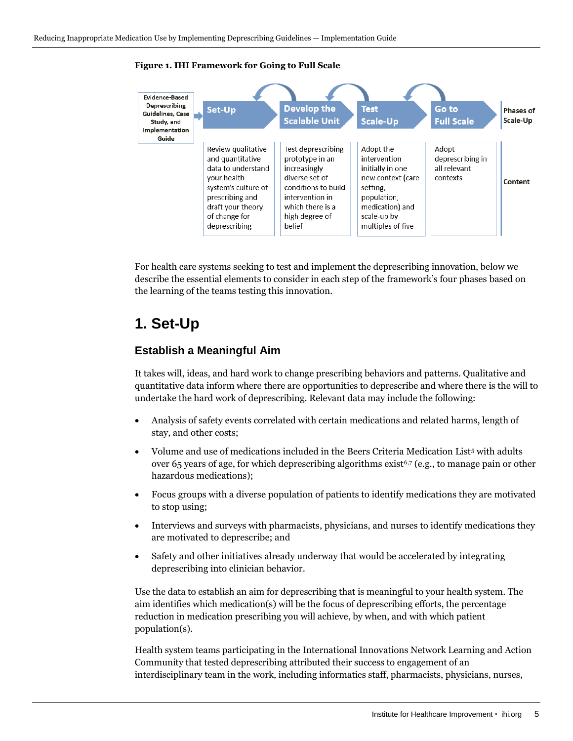**Figure 1. IHI Framework for Going to Full Scale**

| Evidence-Based Deprescribing Guidelines, Case Study, and Implementation Guide | Set-Up | Develop the Scalable Unit | Test Scale-Up | Go to Full Scale | Phases of Scale-Up |
|---|---|---|---|---|---|
| | Review qualitative and quantitative data to understand your health system's culture of prescribing and draft your theory of change for deprescribing | Test deprescribing prototype in an increasingly diverse set of conditions to build intervention in which there is a high degree of belief | Adopt the intervention initially in one new context (care setting, population, medication) and scale-up by multiples of five | Adopt deprescribing in all relevant contexts | Content |

For health care systems seeking to test and implement the deprescribing innovation, below we describe the essential elements to consider in each step of the framework's four phases based on the learning of the teams testing this innovation.

# 1. Set-Up

## Establish a Meaningful Aim

It takes will, ideas, and hard work to change prescribing behaviors and patterns. Qualitative and quantitative data inform where there are opportunities to deprescribe and where there is the will to undertake the hard work of deprescribing. Relevant data may include the following:

- Analysis of safety events correlated with certain medications and related harms, length of stay, and other costs;
- Volume and use of medications included in the Beers Criteria Medication List[5] with adults over 65 years of age, for which deprescribing algorithms exist[6,7] (e.g., to manage pain or other hazardous medications);
- Focus groups with a diverse population of patients to identify medications they are motivated to stop using;
- Interviews and surveys with pharmacists, physicians, and nurses to identify medications they are motivated to deprescribe; and
- Safety and other initiatives already underway that would be accelerated by integrating deprescribing into clinician behavior.

Use the data to establish an aim for deprescribing that is meaningful to your health system. The aim identifies which medication(s) will be the focus of deprescribing efforts, the percentage reduction in medication prescribing you will achieve, by when, and with which patient population(s).

Health system teams participating in the International Innovations Network Learning and Action Community that tested deprescribing attributed their success to engagement of an interdisciplinary team in the work, including informatics staff, pharmacists, physicians, nurses,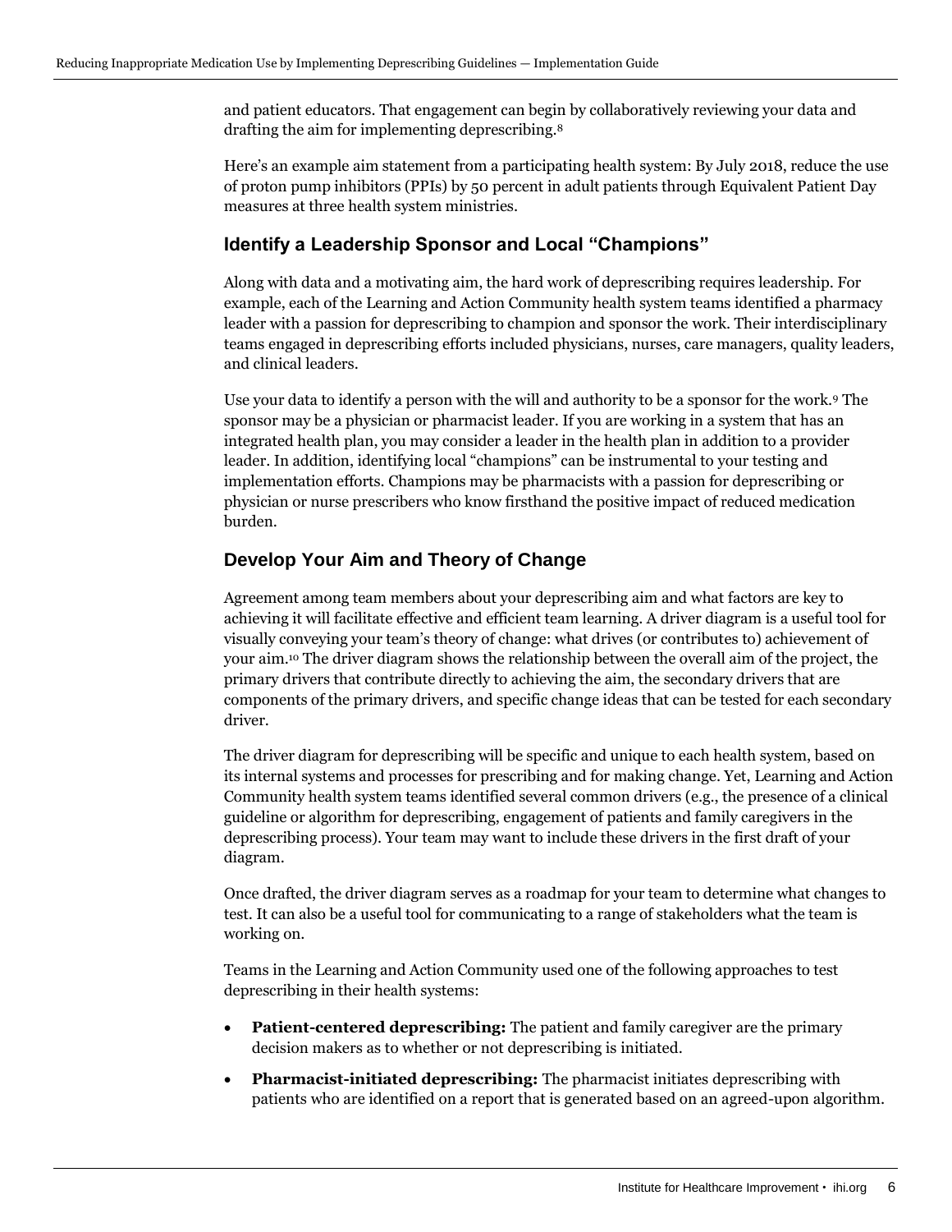and patient educators. That engagement can begin by collaboratively reviewing your data and drafting the aim for implementing deprescribing.[8]

Here's an example aim statement from a participating health system: By July 2018, reduce the use of proton pump inhibitors (PPIs) by 50 percent in adult patients through Equivalent Patient Day measures at three health system ministries.

## Identify a Leadership Sponsor and Local "Champions"

Along with data and a motivating aim, the hard work of deprescribing requires leadership. For example, each of the Learning and Action Community health system teams identified a pharmacy leader with a passion for deprescribing to champion and sponsor the work. Their interdisciplinary teams engaged in deprescribing efforts included physicians, nurses, care managers, quality leaders, and clinical leaders.

Use your data to identify a person with the will and authority to be a sponsor for the work.[9] The sponsor may be a physician or pharmacist leader. If you are working in a system that has an integrated health plan, you may consider a leader in the health plan in addition to a provider leader. In addition, identifying local "champions" can be instrumental to your testing and implementation efforts. Champions may be pharmacists with a passion for deprescribing or physician or nurse prescribers who know firsthand the positive impact of reduced medication burden.

## Develop Your Aim and Theory of Change

Agreement among team members about your deprescribing aim and what factors are key to achieving it will facilitate effective and efficient team learning. A driver diagram is a useful tool for visually conveying your team's theory of change: what drives (or contributes to) achievement of your aim.[10] The driver diagram shows the relationship between the overall aim of the project, the primary drivers that contribute directly to achieving the aim, the secondary drivers that are components of the primary drivers, and specific change ideas that can be tested for each secondary driver.

The driver diagram for deprescribing will be specific and unique to each health system, based on its internal systems and processes for prescribing and for making change. Yet, Learning and Action Community health system teams identified several common drivers (e.g., the presence of a clinical guideline or algorithm for deprescribing, engagement of patients and family caregivers in the deprescribing process). Your team may want to include these drivers in the first draft of your diagram.

Once drafted, the driver diagram serves as a roadmap for your team to determine what changes to test. It can also be a useful tool for communicating to a range of stakeholders what the team is working on.

Teams in the Learning and Action Community used one of the following approaches to test deprescribing in their health systems:

- **Patient-centered deprescribing:** The patient and family caregiver are the primary decision makers as to whether or not deprescribing is initiated.
- **Pharmacist-initiated deprescribing:** The pharmacist initiates deprescribing with patients who are identified on a report that is generated based on an agreed-upon algorithm.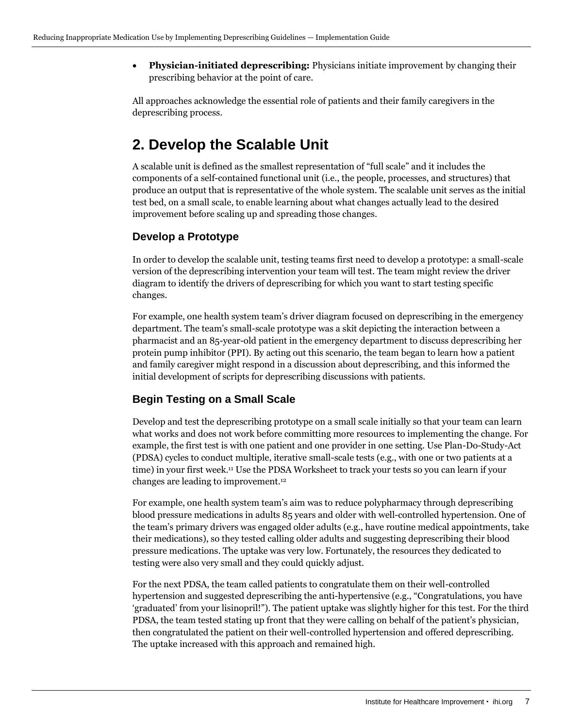- **Physician-initiated deprescribing:** Physicians initiate improvement by changing their prescribing behavior at the point of care.

All approaches acknowledge the essential role of patients and their family caregivers in the deprescribing process.

## 2. Develop the Scalable Unit

A scalable unit is defined as the smallest representation of "full scale" and it includes the components of a self-contained functional unit (i.e., the people, processes, and structures) that produce an output that is representative of the whole system. The scalable unit serves as the initial test bed, on a small scale, to enable learning about what changes actually lead to the desired improvement before scaling up and spreading those changes.

### Develop a Prototype

In order to develop the scalable unit, testing teams first need to develop a prototype: a small-scale version of the deprescribing intervention your team will test. The team might review the driver diagram to identify the drivers of deprescribing for which you want to start testing specific changes.

For example, one health system team's driver diagram focused on deprescribing in the emergency department. The team's small-scale prototype was a skit depicting the interaction between a pharmacist and an 85-year-old patient in the emergency department to discuss deprescribing her protein pump inhibitor (PPI). By acting out this scenario, the team began to learn how a patient and family caregiver might respond in a discussion about deprescribing, and this informed the initial development of scripts for deprescribing discussions with patients.

### Begin Testing on a Small Scale

Develop and test the deprescribing prototype on a small scale initially so that your team can learn what works and does not work before committing more resources to implementing the change. For example, the first test is with one patient and one provider in one setting. Use Plan-Do-Study-Act (PDSA) cycles to conduct multiple, iterative small-scale tests (e.g., with one or two patients at a time) in your first week.[11] Use the PDSA Worksheet to track your tests so you can learn if your changes are leading to improvement.[12]

For example, one health system team's aim was to reduce polypharmacy through deprescribing blood pressure medications in adults 85 years and older with well-controlled hypertension. One of the team's primary drivers was engaged older adults (e.g., have routine medical appointments, take their medications), so they tested calling older adults and suggesting deprescribing their blood pressure medications. The uptake was very low. Fortunately, the resources they dedicated to testing were also very small and they could quickly adjust.

For the next PDSA, the team called patients to congratulate them on their well-controlled hypertension and suggested deprescribing the anti-hypertensive (e.g., "Congratulations, you have 'graduated' from your lisinopril!"). The patient uptake was slightly higher for this test. For the third PDSA, the team tested stating up front that they were calling on behalf of the patient's physician, then congratulated the patient on their well-controlled hypertension and offered deprescribing. The uptake increased with this approach and remained high.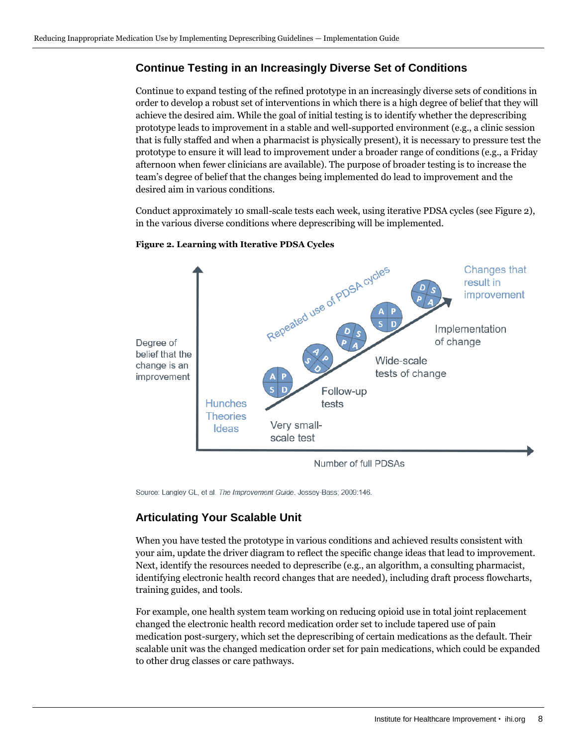## Continue Testing in an Increasingly Diverse Set of Conditions

Continue to expand testing of the refined prototype in an increasingly diverse sets of conditions in order to develop a robust set of interventions in which there is a high degree of belief that they will achieve the desired aim. While the goal of initial testing is to identify whether the deprescribing prototype leads to improvement in a stable and well-supported environment (e.g., a clinic session that is fully staffed and when a pharmacist is physically present), it is necessary to pressure test the prototype to ensure it will lead to improvement under a broader range of conditions (e.g., a Friday afternoon when fewer clinicians are available). The purpose of broader testing is to increase the team's degree of belief that the changes being implemented do lead to improvement and the desired aim in various conditions.

Conduct approximately 10 small-scale tests each week, using iterative PDSA cycles (see Figure 2), in the various diverse conditions where deprescribing will be implemented.

**Figure 2. Learning with Iterative PDSA Cycles**

Source: Langley GL, et al. *The Improvement Guide*. Jossey-Bass; 2009:146.

## Articulating Your Scalable Unit

When you have tested the prototype in various conditions and achieved results consistent with your aim, update the driver diagram to reflect the specific change ideas that lead to improvement. Next, identify the resources needed to deprescribe (e.g., an algorithm, a consulting pharmacist, identifying electronic health record changes that are needed), including draft process flowcharts, training guides, and tools.

For example, one health system team working on reducing opioid use in total joint replacement changed the electronic health record medication order set to include tapered use of pain medication post-surgery, which set the deprescribing of certain medications as the default. Their scalable unit was the changed medication order set for pain medications, which could be expanded to other drug classes or care pathways.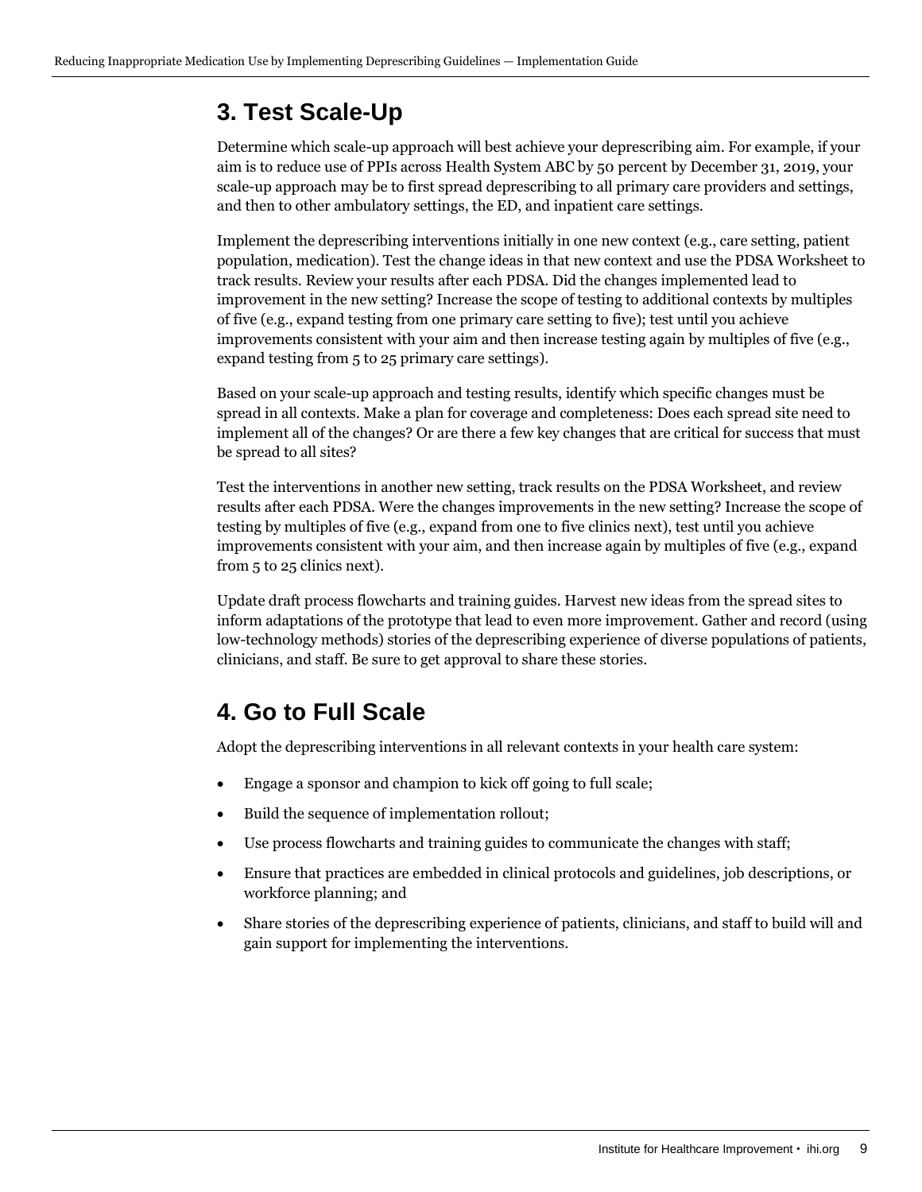## 3. Test Scale-Up

Determine which scale-up approach will best achieve your deprescribing aim. For example, if your aim is to reduce use of PPIs across Health System ABC by 50 percent by December 31, 2019, your scale-up approach may be to first spread deprescribing to all primary care providers and settings, and then to other ambulatory settings, the ED, and inpatient care settings.

Implement the deprescribing interventions initially in one new context (e.g., care setting, patient population, medication). Test the change ideas in that new context and use the PDSA Worksheet to track results. Review your results after each PDSA. Did the changes implemented lead to improvement in the new setting? Increase the scope of testing to additional contexts by multiples of five (e.g., expand testing from one primary care setting to five); test until you achieve improvements consistent with your aim and then increase testing again by multiples of five (e.g., expand testing from 5 to 25 primary care settings).

Based on your scale-up approach and testing results, identify which specific changes must be spread in all contexts. Make a plan for coverage and completeness: Does each spread site need to implement all of the changes? Or are there a few key changes that are critical for success that must be spread to all sites?

Test the interventions in another new setting, track results on the PDSA Worksheet, and review results after each PDSA. Were the changes improvements in the new setting? Increase the scope of testing by multiples of five (e.g., expand from one to five clinics next), test until you achieve improvements consistent with your aim, and then increase again by multiples of five (e.g., expand from 5 to 25 clinics next).

Update draft process flowcharts and training guides. Harvest new ideas from the spread sites to inform adaptations of the prototype that lead to even more improvement. Gather and record (using low-technology methods) stories of the deprescribing experience of diverse populations of patients, clinicians, and staff. Be sure to get approval to share these stories.

## 4. Go to Full Scale

Adopt the deprescribing interventions in all relevant contexts in your health care system:

- Engage a sponsor and champion to kick off going to full scale;
- Build the sequence of implementation rollout;
- Use process flowcharts and training guides to communicate the changes with staff;
- Ensure that practices are embedded in clinical protocols and guidelines, job descriptions, or workforce planning; and
- Share stories of the deprescribing experience of patients, clinicians, and staff to build will and gain support for implementing the interventions.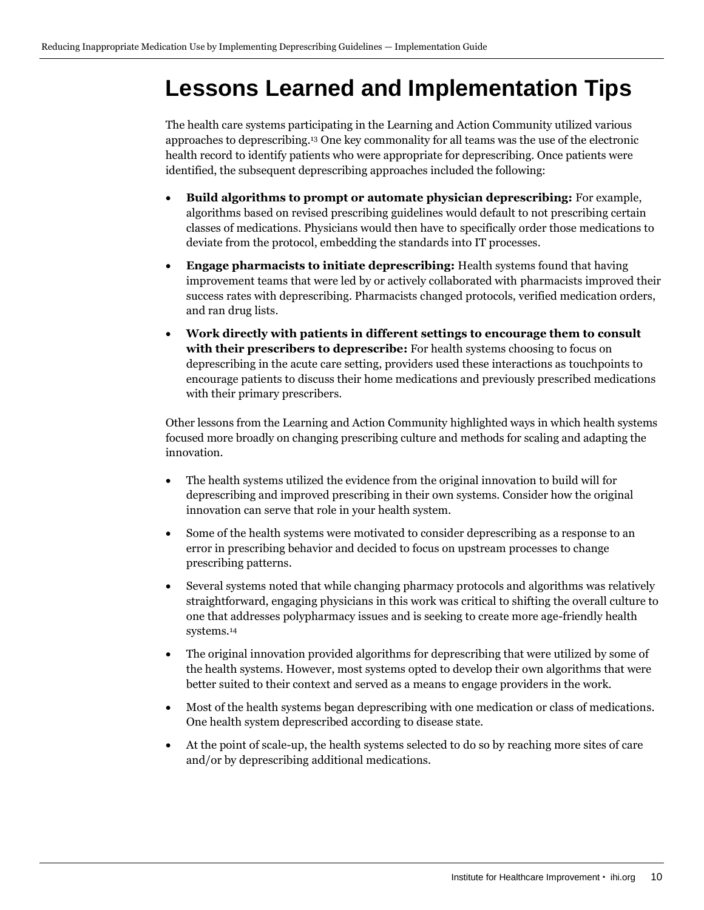# Lessons Learned and Implementation Tips

The health care systems participating in the Learning and Action Community utilized various approaches to deprescribing.[13] One key commonality for all teams was the use of the electronic health record to identify patients who were appropriate for deprescribing. Once patients were identified, the subsequent deprescribing approaches included the following:

- **Build algorithms to prompt or automate physician deprescribing:** For example, algorithms based on revised prescribing guidelines would default to not prescribing certain classes of medications. Physicians would then have to specifically order those medications to deviate from the protocol, embedding the standards into IT processes.
- **Engage pharmacists to initiate deprescribing:** Health systems found that having improvement teams that were led by or actively collaborated with pharmacists improved their success rates with deprescribing. Pharmacists changed protocols, verified medication orders, and ran drug lists.
- **Work directly with patients in different settings to encourage them to consult with their prescribers to deprescribe:** For health systems choosing to focus on deprescribing in the acute care setting, providers used these interactions as touchpoints to encourage patients to discuss their home medications and previously prescribed medications with their primary prescribers.

Other lessons from the Learning and Action Community highlighted ways in which health systems focused more broadly on changing prescribing culture and methods for scaling and adapting the innovation.

- The health systems utilized the evidence from the original innovation to build will for deprescribing and improved prescribing in their own systems. Consider how the original innovation can serve that role in your health system.
- Some of the health systems were motivated to consider deprescribing as a response to an error in prescribing behavior and decided to focus on upstream processes to change prescribing patterns.
- Several systems noted that while changing pharmacy protocols and algorithms was relatively straightforward, engaging physicians in this work was critical to shifting the overall culture to one that addresses polypharmacy issues and is seeking to create more age-friendly health systems.[14]
- The original innovation provided algorithms for deprescribing that were utilized by some of the health systems. However, most systems opted to develop their own algorithms that were better suited to their context and served as a means to engage providers in the work.
- Most of the health systems began deprescribing with one medication or class of medications. One health system deprescribed according to disease state.
- At the point of scale-up, the health systems selected to do so by reaching more sites of care and/or by deprescribing additional medications.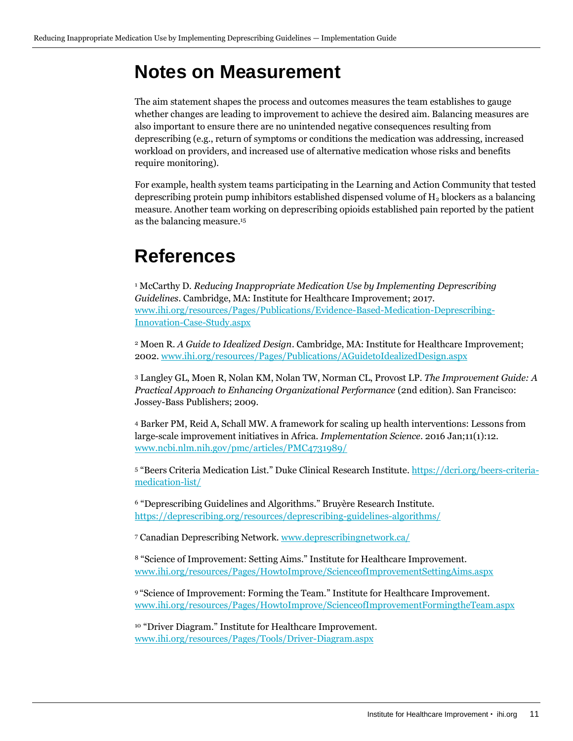## Notes on Measurement

The aim statement shapes the process and outcomes measures the team establishes to gauge whether changes are leading to improvement to achieve the desired aim. Balancing measures are also important to ensure there are no unintended negative consequences resulting from deprescribing (e.g., return of symptoms or conditions the medication was addressing, increased workload on providers, and increased use of alternative medication whose risks and benefits require monitoring).

For example, health system teams participating in the Learning and Action Community that tested deprescribing protein pump inhibitors established dispensed volume of $H_2$ blockers as a balancing measure. Another team working on deprescribing opioids established pain reported by the patient as the balancing measure.[15]

## References

[1] McCarthy D. *Reducing Inappropriate Medication Use by Implementing Deprescribing Guidelines*. Cambridge, MA: Institute for Healthcare Improvement; 2017. www.ihi.org/resources/Pages/Publications/Evidence-Based-Medication-Deprescribing-Innovation-Case-Study.aspx

[2] Moen R. *A Guide to Idealized Design*. Cambridge, MA: Institute for Healthcare Improvement; 2002. www.ihi.org/resources/Pages/Publications/AGuidetoIdealizedDesign.aspx

[3] Langley GL, Moen R, Nolan KM, Nolan TW, Norman CL, Provost LP. *The Improvement Guide: A Practical Approach to Enhancing Organizational Performance* (2nd edition). San Francisco: Jossey-Bass Publishers; 2009.

[4] Barker PM, Reid A, Schall MW. A framework for scaling up health interventions: Lessons from large-scale improvement initiatives in Africa. *Implementation Science*. 2016 Jan;11(1):12. www.ncbi.nlm.nih.gov/pmc/articles/PMC4731989/

[5] "Beers Criteria Medication List." Duke Clinical Research Institute. https://dcri.org/beers-criteria-medication-list/

[6] "Deprescribing Guidelines and Algorithms." Bruyère Research Institute. https://deprescribing.org/resources/deprescribing-guidelines-algorithms/

[7] Canadian Deprescribing Network. www.deprescribingnetwork.ca/

[8] "Science of Improvement: Setting Aims." Institute for Healthcare Improvement. www.ihi.org/resources/Pages/HowtoImprove/ScienceofImprovementSettingAims.aspx

[9] "Science of Improvement: Forming the Team." Institute for Healthcare Improvement. www.ihi.org/resources/Pages/HowtoImprove/ScienceofImprovementFormingtheTeam.aspx

[10] "Driver Diagram." Institute for Healthcare Improvement. www.ihi.org/resources/Pages/Tools/Driver-Diagram.aspx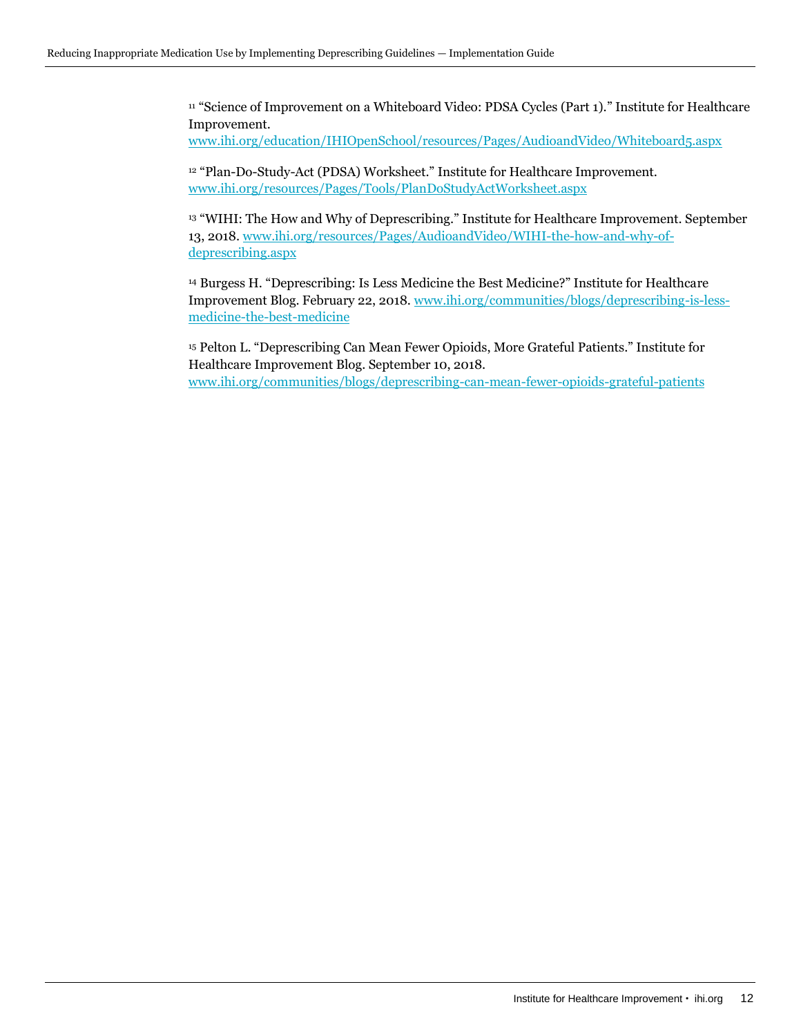[11] "Science of Improvement on a Whiteboard Video: PDSA Cycles (Part 1)." Institute for Healthcare Improvement. www.ihi.org/education/IHIOpenSchool/resources/Pages/AudioandVideo/Whiteboard5.aspx

[12] "Plan-Do-Study-Act (PDSA) Worksheet." Institute for Healthcare Improvement. www.ihi.org/resources/Pages/Tools/PlanDoStudyActWorksheet.aspx

[13] "WIHI: The How and Why of Deprescribing." Institute for Healthcare Improvement. September 13, 2018. www.ihi.org/resources/Pages/AudioandVideo/WIHI-the-how-and-why-of-deprescribing.aspx

[14] Burgess H. "Deprescribing: Is Less Medicine the Best Medicine?" Institute for Healthcare Improvement Blog. February 22, 2018. www.ihi.org/communities/blogs/deprescribing-is-less-medicine-the-best-medicine

[15] Pelton L. "Deprescribing Can Mean Fewer Opioids, More Grateful Patients." Institute for Healthcare Improvement Blog. September 10, 2018. www.ihi.org/communities/blogs/deprescribing-can-mean-fewer-opioids-grateful-patients